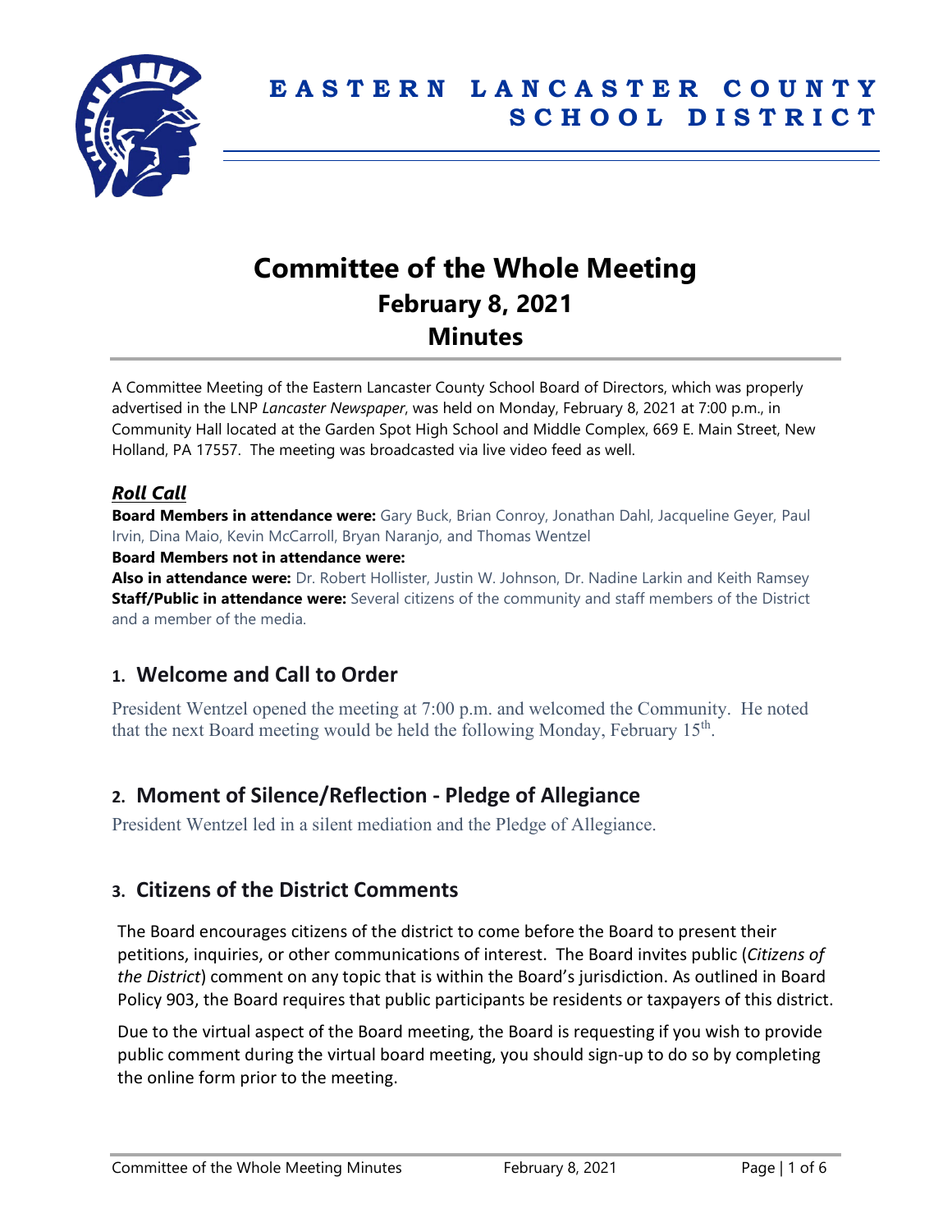# EASTERN LANCASTER COUNTY SCHOOL DISTRICT

# Committee of the Whole Meeting
## February 8, 2021
## Minutes

A Committee Meeting of the Eastern Lancaster County School Board of Directors, which was properly advertised in the LNP *Lancaster Newspaper*, was held on Monday, February 8, 2021 at 7:00 p.m., in Community Hall located at the Garden Spot High School and Middle Complex, 669 E. Main Street, New Holland, PA 17557. The meeting was broadcasted via live video feed as well.

### ***Roll Call***

**Board Members in attendance were:** Gary Buck, Brian Conroy, Jonathan Dahl, Jacqueline Geyer, Paul Irvin, Dina Maio, Kevin McCarroll, Bryan Naranjo, and Thomas Wentzel

**Board Members not in attendance were:**

**Also in attendance were:** Dr. Robert Hollister, Justin W. Johnson, Dr. Nadine Larkin and Keith Ramsey

**Staff/Public in attendance were:** Several citizens of the community and staff members of the District and a member of the media.

## 1. Welcome and Call to Order

President Wentzel opened the meeting at 7:00 p.m. and welcomed the Community. He noted that the next Board meeting would be held the following Monday, February 15th.

## 2. Moment of Silence/Reflection - Pledge of Allegiance

President Wentzel led in a silent mediation and the Pledge of Allegiance.

## 3. Citizens of the District Comments

The Board encourages citizens of the district to come before the Board to present their petitions, inquiries, or other communications of interest. The Board invites public (*Citizens of the District*) comment on any topic that is within the Board's jurisdiction. As outlined in Board Policy 903, the Board requires that public participants be residents or taxpayers of this district.

Due to the virtual aspect of the Board meeting, the Board is requesting if you wish to provide public comment during the virtual board meeting, you should sign-up to do so by completing the online form prior to the meeting.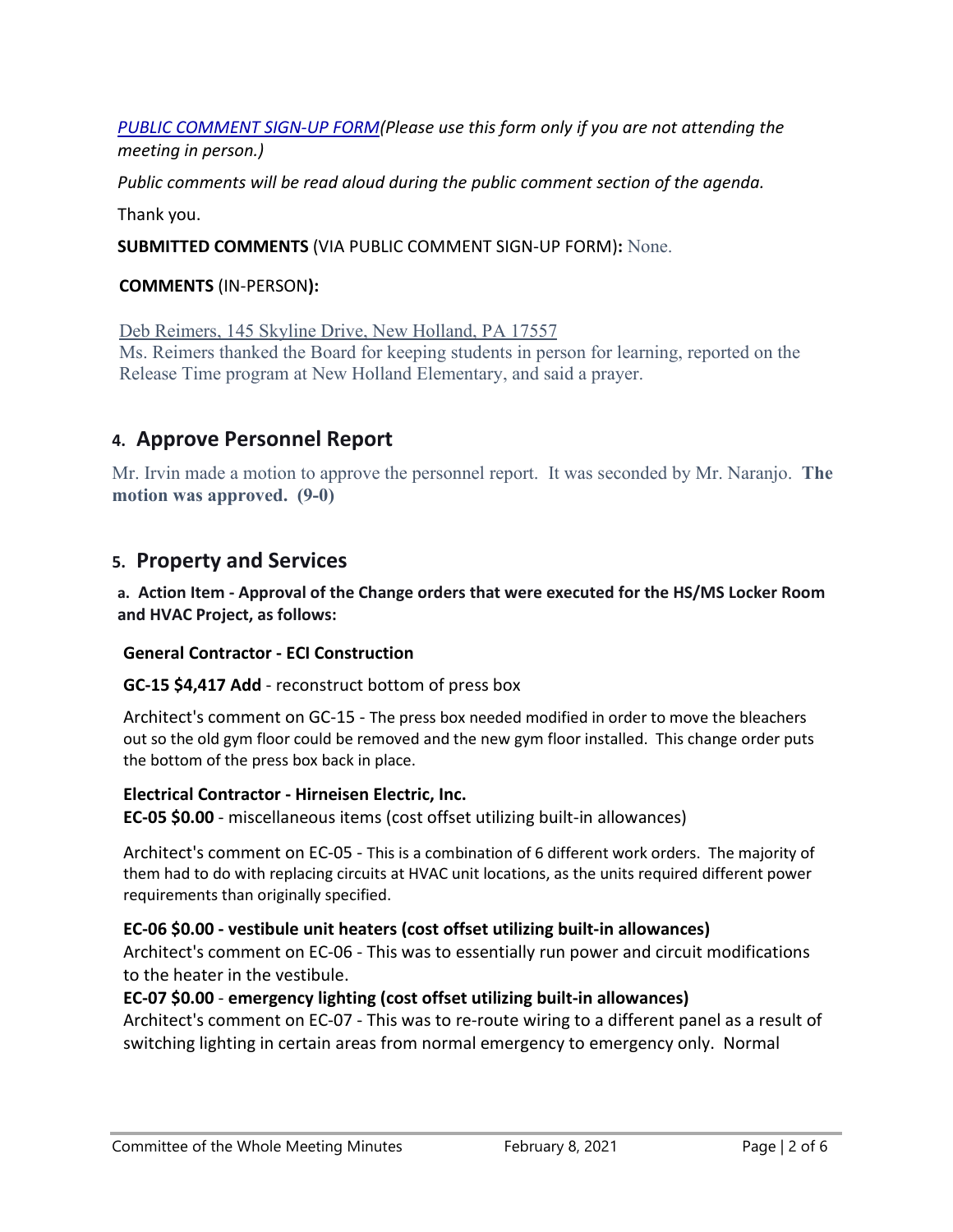*[PUBLIC COMMENT SIGN-UP FORM](#)(Please use this form only if you are not attending the meeting in person.)*

*Public comments will be read aloud during the public comment section of the agenda.*

Thank you.

**SUBMITTED COMMENTS** (VIA PUBLIC COMMENT SIGN-UP FORM)**:** None.

**COMMENTS** (IN-PERSON)**:**

Deb Reimers, 145 Skyline Drive, New Holland, PA 17557
Ms. Reimers thanked the Board for keeping students in person for learning, reported on the Release Time program at New Holland Elementary, and said a prayer.

## 4. Approve Personnel Report

Mr. Irvin made a motion to approve the personnel report. It was seconded by Mr. Naranjo. **The motion was approved. (9-0)**

## 5. Property and Services

**a. Action Item - Approval of the Change orders that were executed for the HS/MS Locker Room and HVAC Project, as follows:**

**General Contractor - ECI Construction**

**GC-15 $4,417 Add** - reconstruct bottom of press box

Architect's comment on GC-15 - The press box needed modified in order to move the bleachers out so the old gym floor could be removed and the new gym floor installed. This change order puts the bottom of the press box back in place.

**Electrical Contractor - Hirneisen Electric, Inc.**
**EC-05 $0.00** - miscellaneous items (cost offset utilizing built-in allowances)

Architect's comment on EC-05 - This is a combination of 6 different work orders. The majority of them had to do with replacing circuits at HVAC unit locations, as the units required different power requirements than originally specified.

**EC-06 $0.00 - vestibule unit heaters (cost offset utilizing built-in allowances)**
Architect's comment on EC-06 - This was to essentially run power and circuit modifications to the heater in the vestibule.
**EC-07 $0.00** - **emergency lighting (cost offset utilizing built-in allowances)**
Architect's comment on EC-07 - This was to re-route wiring to a different panel as a result of switching lighting in certain areas from normal emergency to emergency only. Normal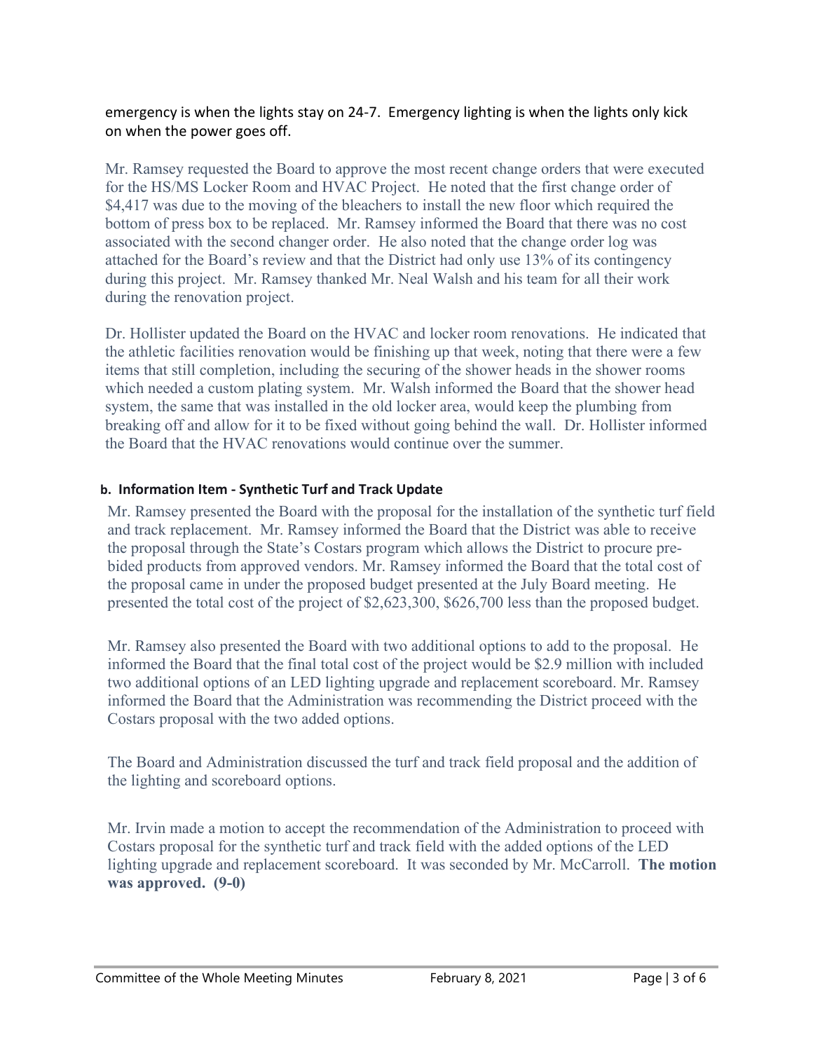emergency is when the lights stay on 24-7. Emergency lighting is when the lights only kick on when the power goes off.

Mr. Ramsey requested the Board to approve the most recent change orders that were executed for the HS/MS Locker Room and HVAC Project. He noted that the first change order of $4,417 was due to the moving of the bleachers to install the new floor which required the bottom of press box to be replaced. Mr. Ramsey informed the Board that there was no cost associated with the second changer order. He also noted that the change order log was attached for the Board's review and that the District had only use 13% of its contingency during this project. Mr. Ramsey thanked Mr. Neal Walsh and his team for all their work during the renovation project.

Dr. Hollister updated the Board on the HVAC and locker room renovations. He indicated that the athletic facilities renovation would be finishing up that week, noting that there were a few items that still completion, including the securing of the shower heads in the shower rooms which needed a custom plating system. Mr. Walsh informed the Board that the shower head system, the same that was installed in the old locker area, would keep the plumbing from breaking off and allow for it to be fixed without going behind the wall. Dr. Hollister informed the Board that the HVAC renovations would continue over the summer.

**b. Information Item - Synthetic Turf and Track Update**

Mr. Ramsey presented the Board with the proposal for the installation of the synthetic turf field and track replacement. Mr. Ramsey informed the Board that the District was able to receive the proposal through the State's Costars program which allows the District to procure pre-bided products from approved vendors. Mr. Ramsey informed the Board that the total cost of the proposal came in under the proposed budget presented at the July Board meeting. He presented the total cost of the project of $2,623,300, $626,700 less than the proposed budget.

Mr. Ramsey also presented the Board with two additional options to add to the proposal. He informed the Board that the final total cost of the project would be $2.9 million with included two additional options of an LED lighting upgrade and replacement scoreboard. Mr. Ramsey informed the Board that the Administration was recommending the District proceed with the Costars proposal with the two added options.

The Board and Administration discussed the turf and track field proposal and the addition of the lighting and scoreboard options.

Mr. Irvin made a motion to accept the recommendation of the Administration to proceed with Costars proposal for the synthetic turf and track field with the added options of the LED lighting upgrade and replacement scoreboard. It was seconded by Mr. McCarroll. **The motion was approved. (9-0)**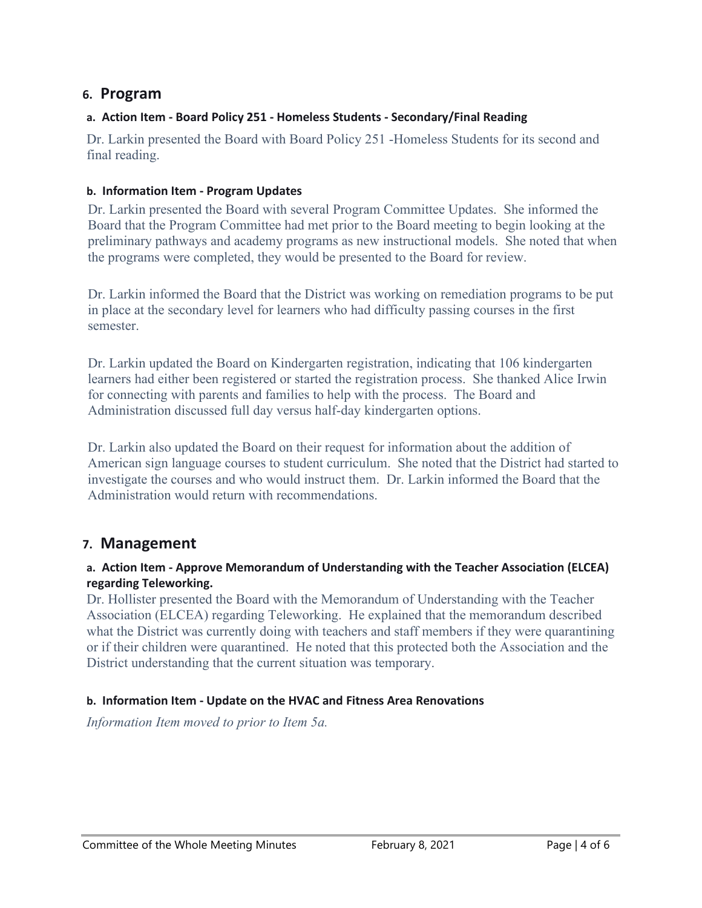## 6. Program

### a. Action Item - Board Policy 251 - Homeless Students - Secondary/Final Reading

Dr. Larkin presented the Board with Board Policy 251 -Homeless Students for its second and final reading.

### b. Information Item - Program Updates

Dr. Larkin presented the Board with several Program Committee Updates. She informed the Board that the Program Committee had met prior to the Board meeting to begin looking at the preliminary pathways and academy programs as new instructional models. She noted that when the programs were completed, they would be presented to the Board for review.

Dr. Larkin informed the Board that the District was working on remediation programs to be put in place at the secondary level for learners who had difficulty passing courses in the first semester.

Dr. Larkin updated the Board on Kindergarten registration, indicating that 106 kindergarten learners had either been registered or started the registration process. She thanked Alice Irwin for connecting with parents and families to help with the process. The Board and Administration discussed full day versus half-day kindergarten options.

Dr. Larkin also updated the Board on their request for information about the addition of American sign language courses to student curriculum. She noted that the District had started to investigate the courses and who would instruct them. Dr. Larkin informed the Board that the Administration would return with recommendations.

## 7. Management

### a. Action Item - Approve Memorandum of Understanding with the Teacher Association (ELCEA) regarding Teleworking.

Dr. Hollister presented the Board with the Memorandum of Understanding with the Teacher Association (ELCEA) regarding Teleworking. He explained that the memorandum described what the District was currently doing with teachers and staff members if they were quarantining or if their children were quarantined. He noted that this protected both the Association and the District understanding that the current situation was temporary.

### b. Information Item - Update on the HVAC and Fitness Area Renovations

*Information Item moved to prior to Item 5a.*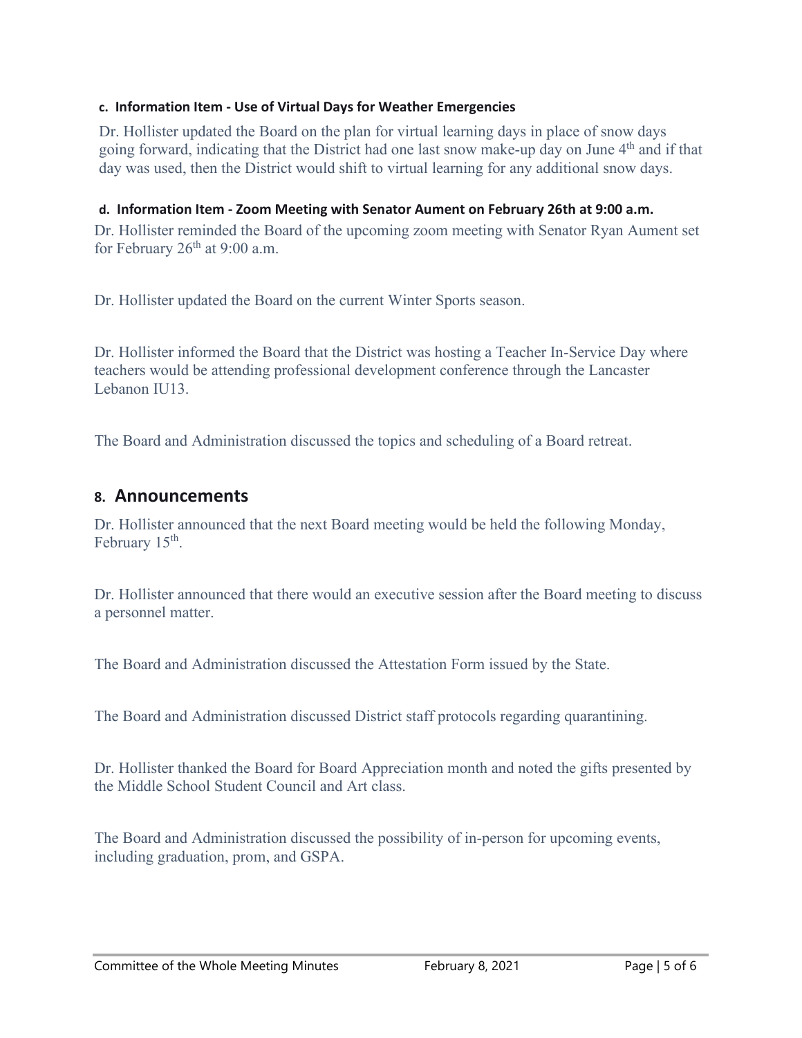#### c. Information Item - Use of Virtual Days for Weather Emergencies

Dr. Hollister updated the Board on the plan for virtual learning days in place of snow days going forward, indicating that the District had one last snow make-up day on June 4th and if that day was used, then the District would shift to virtual learning for any additional snow days.

#### d. Information Item - Zoom Meeting with Senator Aument on February 26th at 9:00 a.m.

Dr. Hollister reminded the Board of the upcoming zoom meeting with Senator Ryan Aument set for February 26th at 9:00 a.m.

Dr. Hollister updated the Board on the current Winter Sports season.

Dr. Hollister informed the Board that the District was hosting a Teacher In-Service Day where teachers would be attending professional development conference through the Lancaster Lebanon IU13.

The Board and Administration discussed the topics and scheduling of a Board retreat.

## 8. Announcements

Dr. Hollister announced that the next Board meeting would be held the following Monday, February 15th.

Dr. Hollister announced that there would an executive session after the Board meeting to discuss a personnel matter.

The Board and Administration discussed the Attestation Form issued by the State.

The Board and Administration discussed District staff protocols regarding quarantining.

Dr. Hollister thanked the Board for Board Appreciation month and noted the gifts presented by the Middle School Student Council and Art class.

The Board and Administration discussed the possibility of in-person for upcoming events, including graduation, prom, and GSPA.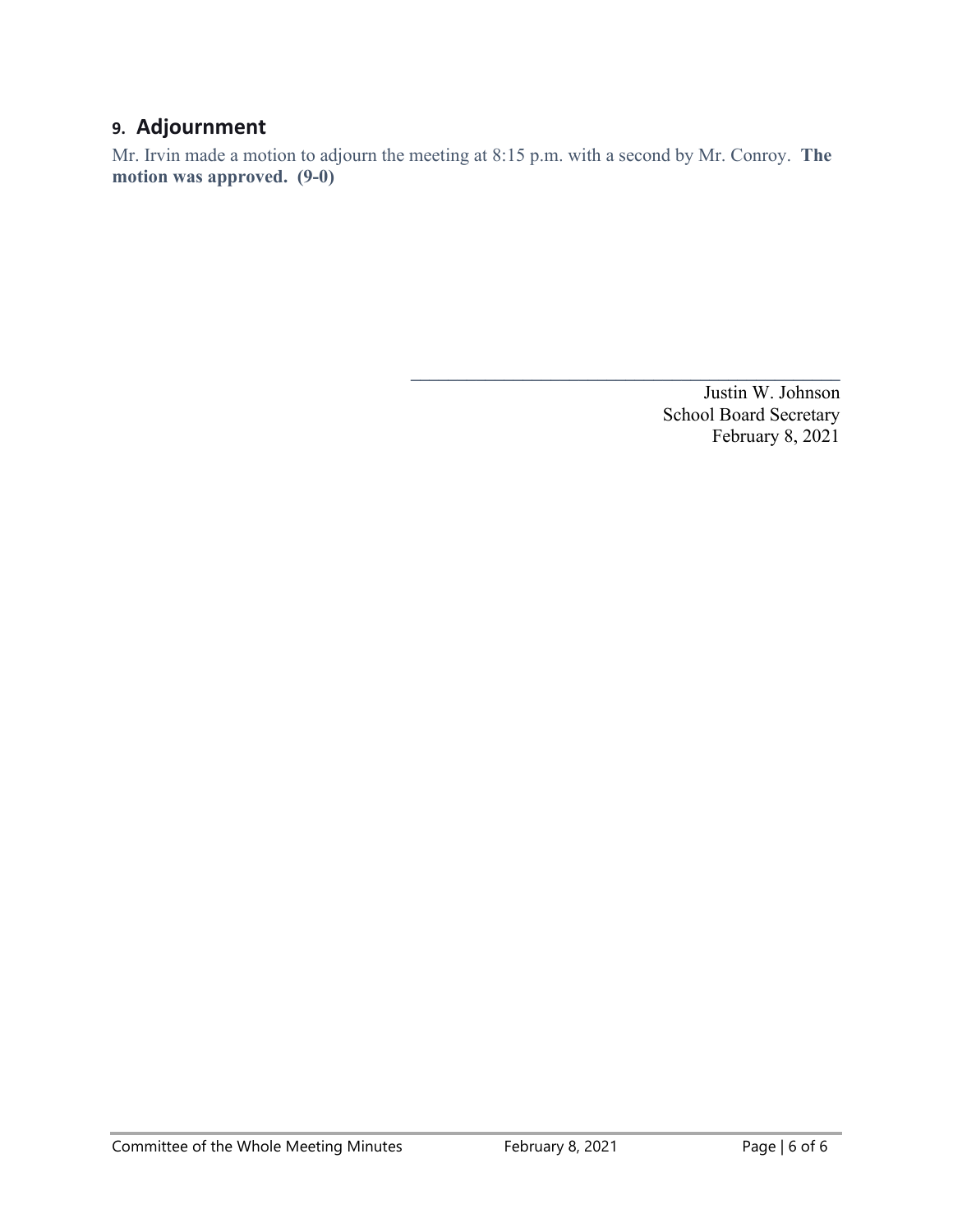## 9. Adjournment

Mr. Irvin made a motion to adjourn the meeting at 8:15 p.m. with a second by Mr. Conroy. **The motion was approved. (9-0)**

\_\_\_\_\_\_\_\_\_\_\_\_\_\_\_\_\_\_\_\_\_\_\_\_\_\_\_\_\_\_\_\_\_\_\_\_\_\_\_\_\_

Justin W. Johnson
School Board Secretary
February 8, 2021